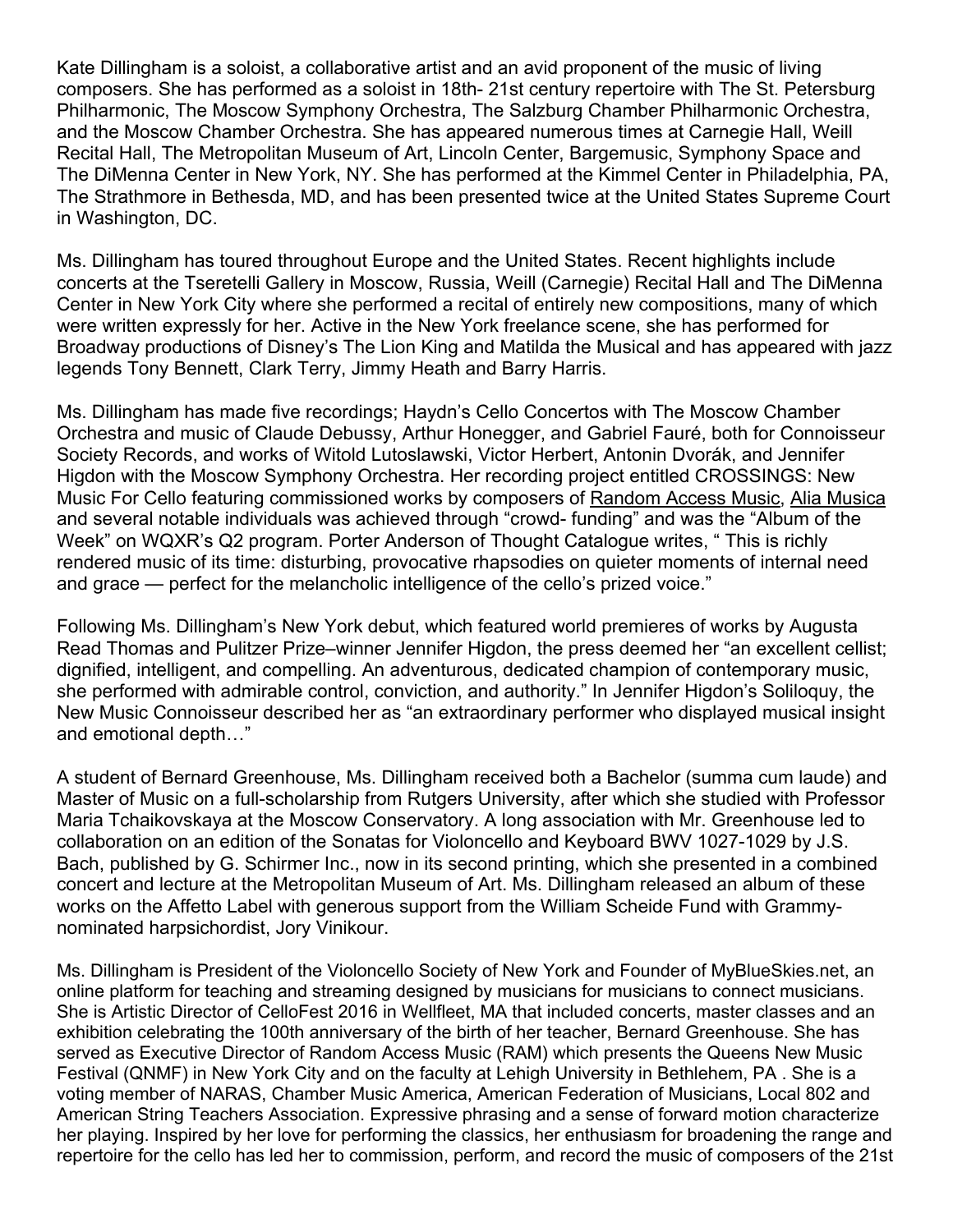Kate Dillingham is a soloist, a collaborative artist and an avid proponent of the music of living composers. She has performed as a soloist in 18th- 21st century repertoire with The St. Petersburg Philharmonic, The Moscow Symphony Orchestra, The Salzburg Chamber Philharmonic Orchestra, and the Moscow Chamber Orchestra. She has appeared numerous times at Carnegie Hall, Weill Recital Hall, The Metropolitan Museum of Art, Lincoln Center, Bargemusic, Symphony Space and The DiMenna Center in New York, NY. She has performed at the Kimmel Center in Philadelphia, PA, The Strathmore in Bethesda, MD, and has been presented twice at the United States Supreme Court in Washington, DC.

Ms. Dillingham has toured throughout Europe and the United States. Recent highlights include concerts at the Tseretelli Gallery in Moscow, Russia, Weill (Carnegie) Recital Hall and The DiMenna Center in New York City where she performed a recital of entirely new compositions, many of which were written expressly for her. Active in the New York freelance scene, she has performed for Broadway productions of Disney's The Lion King and Matilda the Musical and has appeared with jazz legends Tony Bennett, Clark Terry, Jimmy Heath and Barry Harris.

Ms. Dillingham has made five recordings; Haydn's Cello Concertos with The Moscow Chamber Orchestra and music of Claude Debussy, Arthur Honegger, and Gabriel Fauré, both for Connoisseur Society Records, and works of Witold Lutoslawski, Victor Herbert, Antonin Dvorák, and Jennifer Higdon with the Moscow Symphony Orchestra. Her recording project entitled CROSSINGS: New Music For Cello featuring commissioned works by composers of Random Access Music, Alia Musica and several notable individuals was achieved through "crowd- funding" and was the "Album of the Week" on WQXR's Q2 program. Porter Anderson of Thought Catalogue writes, " This is richly rendered music of its time: disturbing, provocative rhapsodies on quieter moments of internal need and grace — perfect for the melancholic intelligence of the cello's prized voice."

Following Ms. Dillingham's New York debut, which featured world premieres of works by Augusta Read Thomas and Pulitzer Prize–winner Jennifer Higdon, the press deemed her "an excellent cellist; dignified, intelligent, and compelling. An adventurous, dedicated champion of contemporary music, she performed with admirable control, conviction, and authority." In Jennifer Higdon's Soliloquy, the New Music Connoisseur described her as "an extraordinary performer who displayed musical insight and emotional depth…"

A student of Bernard Greenhouse, Ms. Dillingham received both a Bachelor (summa cum laude) and Master of Music on a full-scholarship from Rutgers University, after which she studied with Professor Maria Tchaikovskaya at the Moscow Conservatory. A long association with Mr. Greenhouse led to collaboration on an edition of the Sonatas for Violoncello and Keyboard BWV 1027-1029 by J.S. Bach, published by G. Schirmer Inc., now in its second printing, which she presented in a combined concert and lecture at the Metropolitan Museum of Art. Ms. Dillingham released an album of these works on the Affetto Label with generous support from the William Scheide Fund with Grammy-nominated harpsichordist, Jory Vinikour.

Ms. Dillingham is President of the Violoncello Society of New York and Founder of MyBlueSkies.net, an online platform for teaching and streaming designed by musicians for musicians to connect musicians. She is Artistic Director of CelloFest 2016 in Wellfleet, MA that included concerts, master classes and an exhibition celebrating the 100th anniversary of the birth of her teacher, Bernard Greenhouse. She has served as Executive Director of Random Access Music (RAM) which presents the Queens New Music Festival (QNMF) in New York City and on the faculty at Lehigh University in Bethlehem, PA . She is a voting member of NARAS, Chamber Music America, American Federation of Musicians, Local 802 and American String Teachers Association. Expressive phrasing and a sense of forward motion characterize her playing. Inspired by her love for performing the classics, her enthusiasm for broadening the range and repertoire for the cello has led her to commission, perform, and record the music of composers of the 21st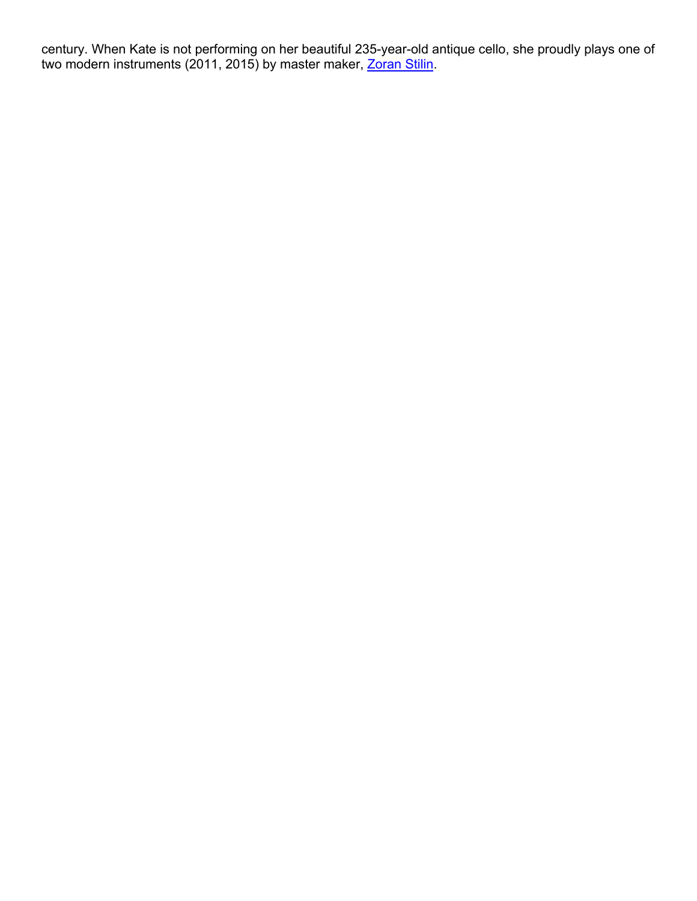century. When Kate is not performing on her beautiful 235-year-old antique cello, she proudly plays one of two modern instruments (2011, 2015) by master maker, Zoran Stilin.